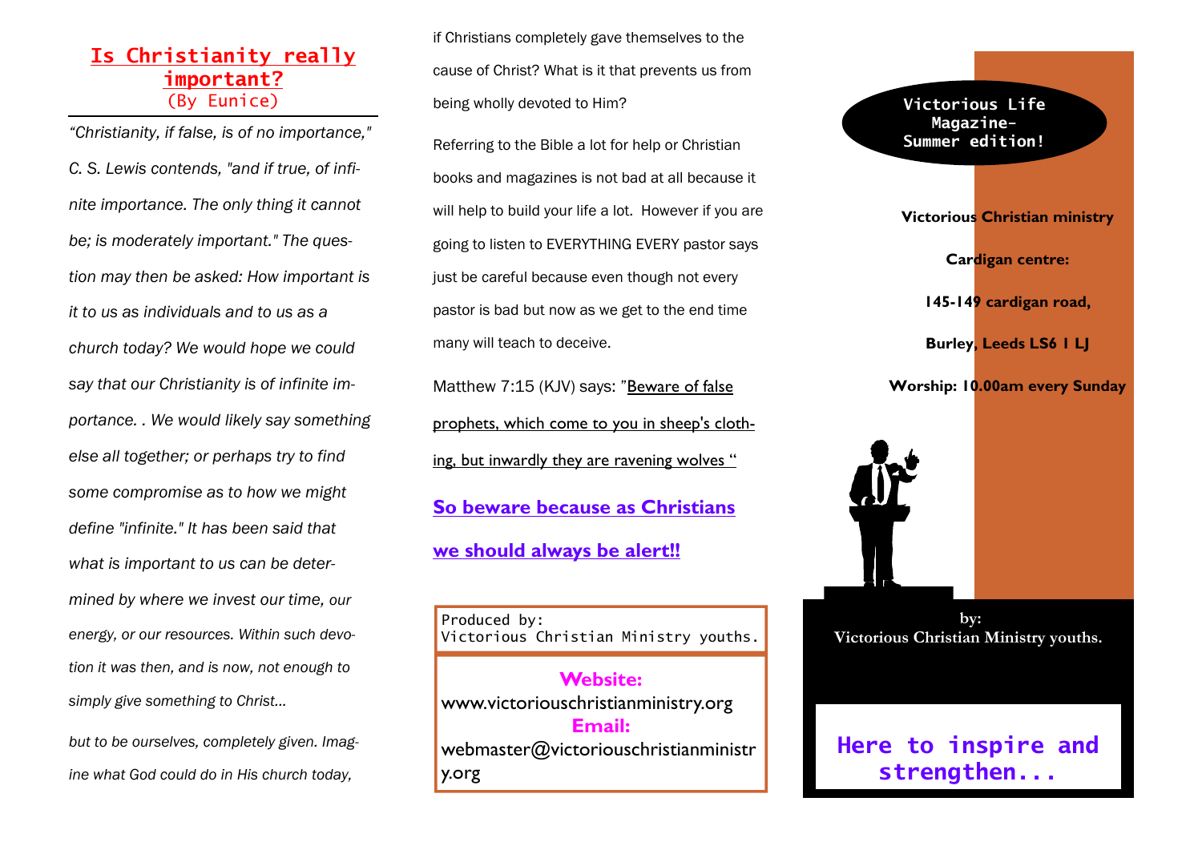## Is Christianity really important?

(By Eunice)

*"Christianity, if false, is of no importance," C. S. Lewis contends, "and if true, of infinite importance. The only thing it cannot be; is moderately important." The question may then be asked: How important is it to us as individuals and to us as a church today? We would hope we could say that our Christianity is of infinite importance. . We would likely say something else all together; or perhaps try to find some compromise as to how we might define "infinite." It has been said that what is important to us can be determined by where we invest our time, our energy, or our resources. Within such devotion it was then, and is now, not enough to simply give something to Christ...*

*but to be ourselves, completely given. Imagine what God could do in His church today,* if Christians completely gave themselves to the cause of Christ? What is it that prevents us from being wholly devoted to Him?

Referring to the Bible a lot for help or Christian books and magazines is not bad at all because it will help to build your life a lot. However if you are going to listen to EVERYTHING EVERY pastor says just be careful because even though not every pastor is bad but now as we get to the end time many will teach to deceive.

Matthew 7:15 (KJV) says: "Beware of false prophets, which come to you in sheep's clothing, but inwardly they are ravening wolves "

**So beware because as Christians we should always be alert!!**

Produced by:
Victorious Christian Ministry youths.

**Website:**
www.victoriouschristianministry.org
**Email:**
webmaster@victoriouschristianministry.org

**Victorious Life Magazine- Summer edition!**

**Victorious Christian ministry**

**Cardigan centre:**

**145-149 cardigan road,**

**Burley, Leeds LS6 1 LJ**

**Worship: 10.00am every Sunday**

**by:**
**Victorious Christian Ministry youths.**

**Here to inspire and strengthen...**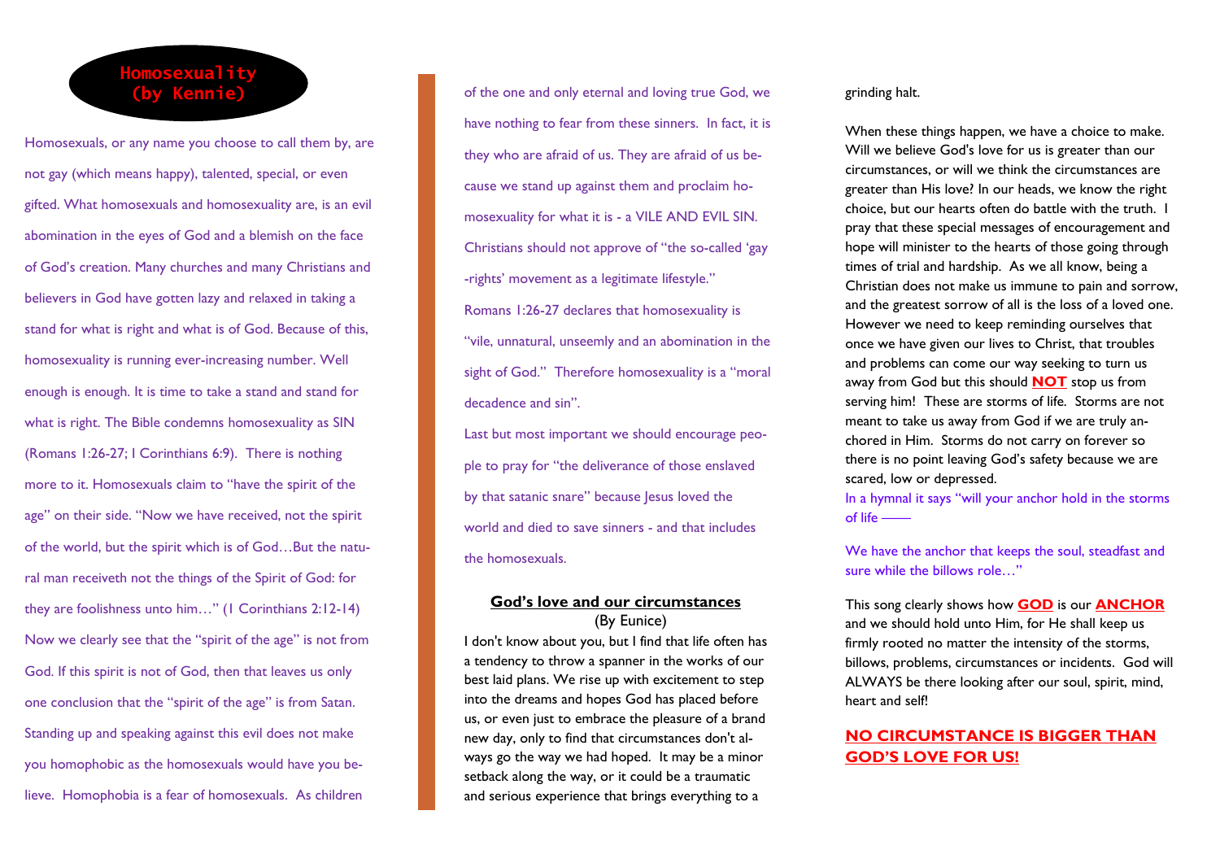# Homosexuality (by Kennie)

Homosexuals, or any name you choose to call them by, are not gay (which means happy), talented, special, or even gifted. What homosexuals and homosexuality are, is an evil abomination in the eyes of God and a blemish on the face of God's creation. Many churches and many Christians and believers in God have gotten lazy and relaxed in taking a stand for what is right and what is of God. Because of this, homosexuality is running ever-increasing number. Well enough is enough. It is time to take a stand and stand for what is right. The Bible condemns homosexuality as SIN (Romans 1:26-27; I Corinthians 6:9). There is nothing more to it. Homosexuals claim to "have the spirit of the age" on their side. "Now we have received, not the spirit of the world, but the spirit which is of God…But the natural man receiveth not the things of the Spirit of God: for they are foolishness unto him…" (1 Corinthians 2:12-14) Now we clearly see that the "spirit of the age" is not from God. If this spirit is not of God, then that leaves us only one conclusion that the "spirit of the age" is from Satan. Standing up and speaking against this evil does not make you homophobic as the homosexuals would have you believe. Homophobia is a fear of homosexuals. As children of the one and only eternal and loving true God, we have nothing to fear from these sinners. In fact, it is they who are afraid of us. They are afraid of us because we stand up against them and proclaim homosexuality for what it is - a VILE AND EVIL SIN. Christians should not approve of "the so-called 'gay-rights' movement as a legitimate lifestyle." Romans 1:26-27 declares that homosexuality is "vile, unnatural, unseemly and an abomination in the sight of God." Therefore homosexuality is a "moral decadence and sin".

Last but most important we should encourage people to pray for "the deliverance of those enslaved by that satanic snare" because Jesus loved the world and died to save sinners - and that includes the homosexuals.

## God's love and our circumstances

(By Eunice)

I don't know about you, but I find that life often has a tendency to throw a spanner in the works of our best laid plans. We rise up with excitement to step into the dreams and hopes God has placed before us, or even just to embrace the pleasure of a brand new day, only to find that circumstances don't always go the way we had hoped. It may be a minor setback along the way, or it could be a traumatic and serious experience that brings everything to a grinding halt.

When these things happen, we have a choice to make. Will we believe God's love for us is greater than our circumstances, or will we think the circumstances are greater than His love? In our heads, we know the right choice, but our hearts often do battle with the truth. I pray that these special messages of encouragement and hope will minister to the hearts of those going through times of trial and hardship. As we all know, being a Christian does not make us immune to pain and sorrow, and the greatest sorrow of all is the loss of a loved one. However we need to keep reminding ourselves that once we have given our lives to Christ, that troubles and problems can come our way seeking to turn us away from God but this should **NOT** stop us from serving him! These are storms of life. Storms are not meant to take us away from God if we are truly anchored in Him. Storms do not carry on forever so there is no point leaving God's safety because we are scared, low or depressed.

In a hymnal it says "will your anchor hold in the storms of life ——

We have the anchor that keeps the soul, steadfast and sure while the billows role…"

This song clearly shows how **GOD** is our **ANCHOR** and we should hold unto Him, for He shall keep us firmly rooted no matter the intensity of the storms, billows, problems, circumstances or incidents. God will ALWAYS be there looking after our soul, spirit, mind, heart and self!

**NO CIRCUMSTANCE IS BIGGER THAN GOD'S LOVE FOR US!**